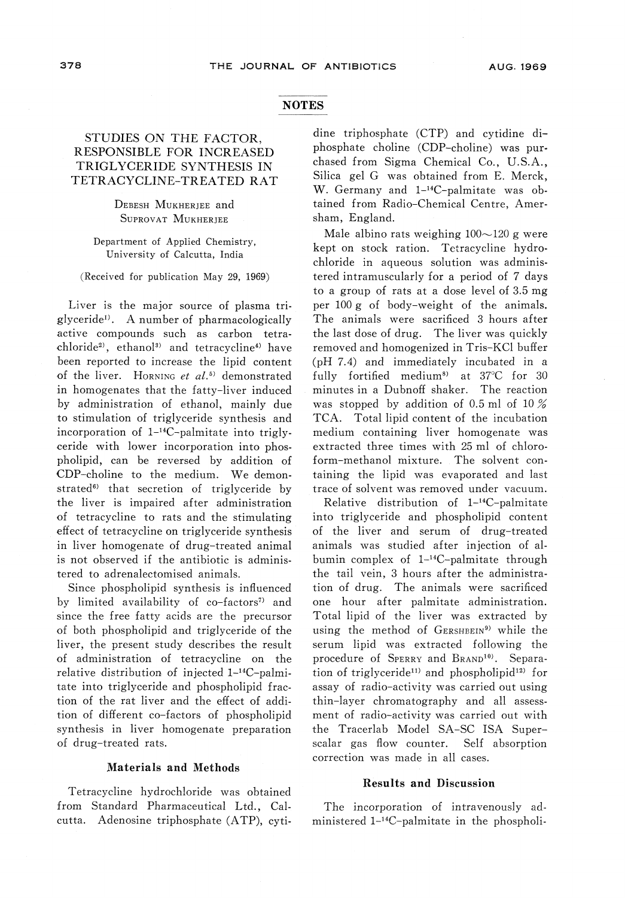## NOTES

# STUDIES ON THE FACTOR, RESPONSIBLE FOR INCREASED TRIGLYCERIDE SYNTHESIS IN TETRACYCLINE-TREATED RAT

DEBESH MUKHERJEE and SUPROVAT MUKHERJEE

Department of Applied Chemistry, University of Calcutta, India

(Received for publication May 29, 1969)

Liver is the major source of plasma triglyceride[1]. A number of pharmacologically active compounds such as carbon tetrachloride[2], ethanol[3] and tetracycline[4] have been reported to increase the lipid content of the liver. HORNING *et al.*[5] demonstrated in homogenates that the fatty-liver induced by administration of ethanol, mainly due to stimulation of triglyceride synthesis and incorporation of 1-$^{14}$C-palmitate into triglyceride with lower incorporation into phospholipid, can be reversed by addition of CDP-choline to the medium. We demonstrated[6] that secretion of triglyceride by the liver is impaired after administration of tetracycline to rats and the stimulating effect of tetracycline on triglyceride synthesis in liver homogenate of drug-treated animal is not observed if the antibiotic is administered to adrenalectomised animals.

Since phospholipid synthesis is influenced by limited availability of co-factors[7] and since the free fatty acids are the precursor of both phospholipid and triglyceride of the liver, the present study describes the result of administration of tetracycline on the relative distribution of injected 1-$^{14}$C-palmitate into triglyceride and phospholipid fraction of the rat liver and the effect of addition of different co-factors of phospholipid synthesis in liver homogenate preparation of drug-treated rats.

### Materials and Methods

Tetracycline hydrochloride was obtained from Standard Pharmaceutical Ltd., Calcutta. Adenosine triphosphate (ATP), cytidine triphosphate (CTP) and cytidine diphosphate choline (CDP-choline) was purchased from Sigma Chemical Co., U.S.A., Silica gel G was obtained from E. Merck, W. Germany and 1-$^{14}$C-palmitate was obtained from Radio-Chemical Centre, Amersham, England.

Male albino rats weighing 100~120 g were kept on stock ration. Tetracycline hydrochloride in aqueous solution was administered intramuscularly for a period of 7 days to a group of rats at a dose level of 3.5 mg per 100 g of body-weight of the animals. The animals were sacrificed 3 hours after the last dose of drug. The liver was quickly removed and homogenized in Tris-KCl buffer (pH 7.4) and immediately incubated in a fully fortified medium[8] at 37°C for 30 minutes in a Dubnoff shaker. The reaction was stopped by addition of 0.5 ml of 10 % TCA. Total lipid content of the incubation medium containing liver homogenate was extracted three times with 25 ml of chloroform-methanol mixture. The solvent containing the lipid was evaporated and last trace of solvent was removed under vacuum.

Relative distribution of 1-$^{14}$C-palmitate into triglyceride and phospholipid content of the liver and serum of drug-treated animals was studied after injection of albumin complex of 1-$^{14}$C-palmitate through the tail vein, 3 hours after the administration of drug. The animals were sacrificed one hour after palmitate administration. Total lipid of the liver was extracted by using the method of GERSHBEIN[9] while the serum lipid was extracted following the procedure of SPERRY and BRAND[10]. Separation of triglyceride[11] and phospholipid[12] for assay of radio-activity was carried out using thin-layer chromatography and all assessment of radio-activity was carried out with the Tracerlab Model SA-SC ISA Super-scalar gas flow counter. Self absorption correction was made in all cases.

### Results and Discussion

The incorporation of intravenously administered 1-$^{14}$C-palmitate in the phospholi-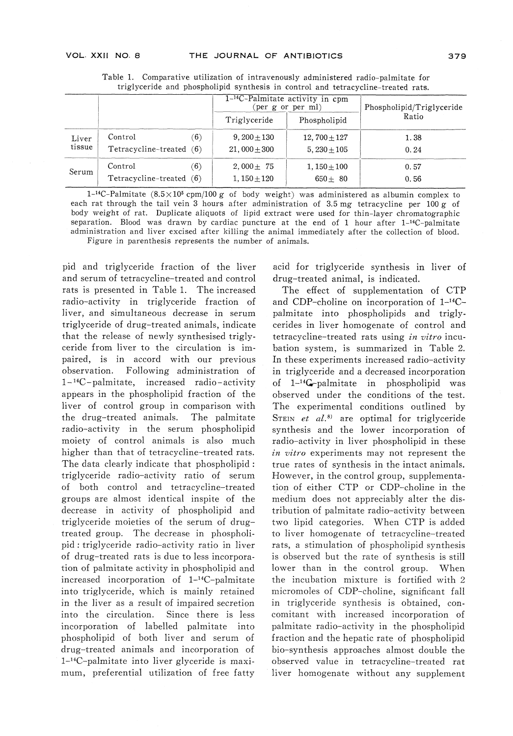Table 1. Comparative utilization of intravenously administered radio-palmitate for triglyceride and phospholipid synthesis in control and tetracycline-treated rats.

| | | 1-$^{14}$C-Palmitate activity in cpm (per g or per ml) | | Phospholipid/Triglyceride Ratio |
|---|---|---|---|---|
| | | Triglyceride | Phospholipid | |
| Liver tissue | Control (6) | 9,200±130 | 12,700±127 | 1.38 |
| | Tetracycline-treated (6) | 21,000±300 | 5,230±105 | 0.24 |
| Serum | Control (6) | 2,000± 75 | 1,150±100 | 0.57 |
| | Tetracycline-treated (6) | 1,150±120 | 650± 80 | 0.56 |

1-$^{14}$C-Palmitate ($8.5\times10^5$ cpm/100 g of body weight) was administered as albumin complex to each rat through the tail vein 3 hours after administration of 3.5 mg tetracycline per 100 g of body weight of rat. Duplicate aliquots of lipid extract were used for thin-layer chromatographic separation. Blood was drawn by cardiac puncture at the end of 1 hour after 1-$^{14}$C-palmitate administration and liver excised after killing the animal immediately after the collection of blood.
Figure in parenthesis represents the number of animals.

pid and triglyceride fraction of the liver and serum of tetracycline-treated and control rats is presented in Table 1. The increased radio-activity in triglyceride fraction of liver, and simultaneous decrease in serum triglyceride of drug-treated animals, indicate that the release of newly synthesised triglyceride from liver to the circulation is impaired, is in accord with our previous observation. Following administration of 1-$^{14}$C-palmitate, increased radio-activity appears in the phospholipid fraction of the liver of control group in comparison with the drug-treated animals. The palmitate radio-activity in the serum phospholipid moiety of control animals is also much higher than that of tetracycline-treated rats. The data clearly indicate that phospholipid : triglyceride radio-activity ratio of serum of both control and tetracycline-treated groups are almost identical inspite of the decrease in activity of phospholipid and triglyceride moieties of the serum of drug-treated group. The decrease in phospholipid : triglyceride radio-activity ratio in liver of drug-treated rats is due to less incorporation of palmitate activity in phospholipid and increased incorporation of 1-$^{14}$C-palmitate into triglyceride, which is mainly retained in the liver as a result of impaired secretion into the circulation. Since there is less incorporation of labelled palmitate into phospholipid of both liver and serum of drug-treated animals and incorporation of 1-$^{14}$C-palmitate into liver glyceride is maximum, preferential utilization of free fatty acid for triglyceride synthesis in liver of drug-treated animal, is indicated.

The effect of supplementation of CTP and CDP-choline on incorporation of 1-$^{14}$C-palmitate into phospholipids and triglycerides in liver homogenate of control and tetracycline-treated rats using *in vitro* incubation system, is summarized in Table 2. In these experiments increased radio-activity in triglyceride and a decreased incorporation of 1-$^{14}$C-palmitate in phospholipid was observed under the conditions of the test. The experimental conditions outlined by STEIN *et al.*[8] are optimal for triglyceride synthesis and the lower incorporation of radio-activity in liver phospholipid in these *in vitro* experiments may not represent the true rates of synthesis in the intact animals. However, in the control group, supplementation of either CTP or CDP-choline in the medium does not appreciably alter the distribution of palmitate radio-activity between two lipid categories. When CTP is added to liver homogenate of tetracycline-treated rats, a stimulation of phospholipid synthesis is observed but the rate of synthesis is still lower than in the control group. When the incubation mixture is fortified with 2 micromoles of CDP-choline, significant fall in triglyceride synthesis is obtained, concomitant with increased incorporation of palmitate radio-activity in the phospholipid fraction and the hepatic rate of phospholipid bio-synthesis approaches almost double the observed value in tetracycline-treated rat liver homogenate without any supplement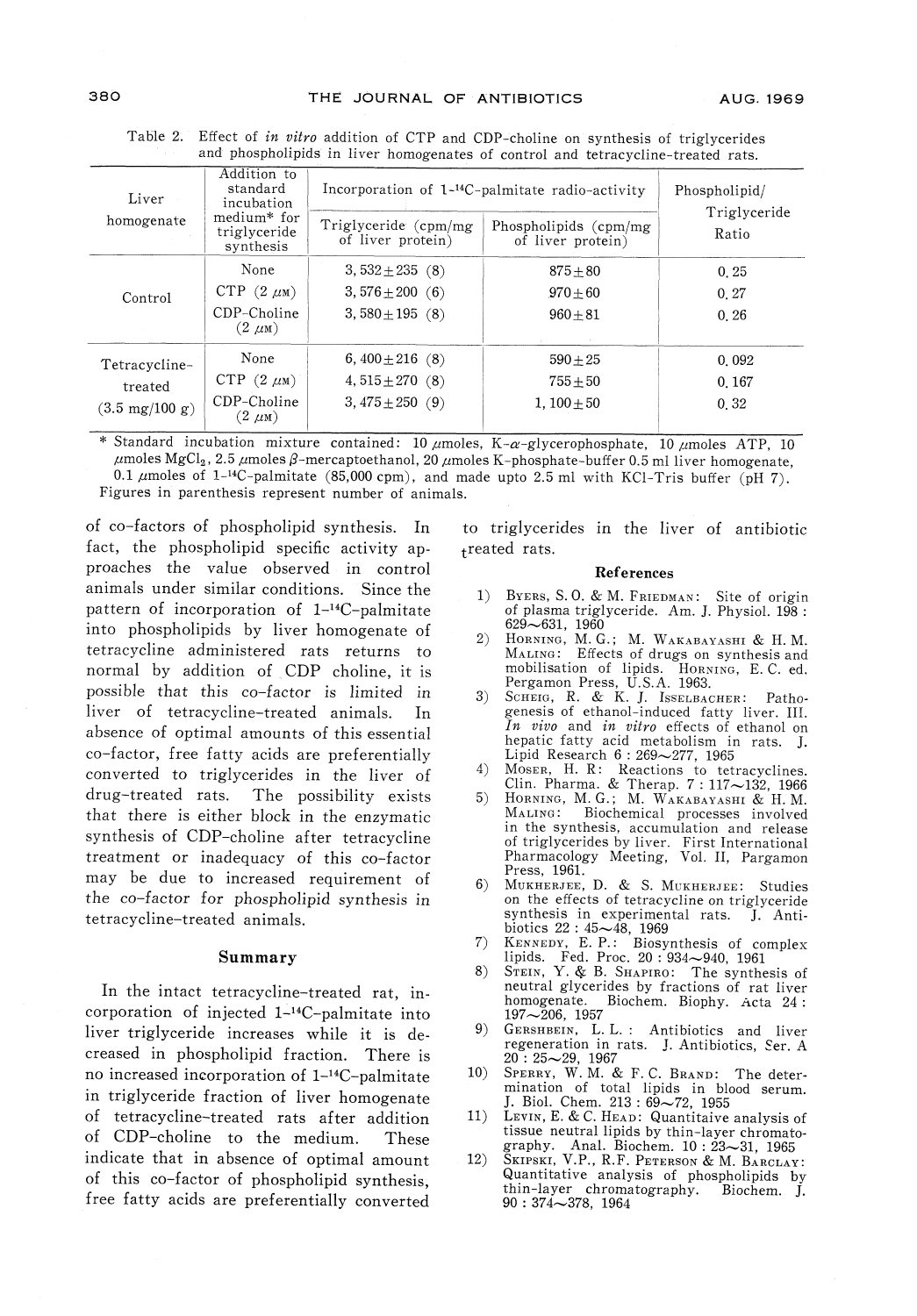Table 2. Effect of *in vitro* addition of CTP and CDP-choline on synthesis of triglycerides and phospholipids in liver homogenates of control and tetracycline-treated rats.

| Liver homogenate | Addition to standard incubation medium* for triglyceride synthesis | Incorporation of 1-$^{14}$C-palmitate radio-activity | | Phospholipid/Triglyceride Ratio |
|---|---|---|---|---|
| | | Triglyceride (cpm/mg of liver protein) | Phospholipids (cpm/mg of liver protein) | |
| Control | None | 3,532±235 (8) | 875±80 | 0.25 |
| | CTP (2 $\mu$M) | 3,576±200 (6) | 970±60 | 0.27 |
| | CDP-Choline (2 $\mu$M) | 3,580±195 (8) | 960±81 | 0.26 |
| Tetracycline-treated (3.5 mg/100 g) | None | 6,400±216 (8) | 590±25 | 0.092 |
| | CTP (2 $\mu$M) | 4,515±270 (8) | 755±50 | 0.167 |
| | CDP-Choline (2 $\mu$M) | 3,475±250 (9) | 1,100±50 | 0.32 |

\* Standard incubation mixture contained: 10 $\mu$moles, K-$\alpha$-glycerophosphate, 10 $\mu$moles ATP, 10 $\mu$moles $MgCl_2$, 2.5 $\mu$moles $\beta$-mercaptoethanol, 20 $\mu$moles K-phosphate-buffer 0.5 ml liver homogenate, 0.1 $\mu$moles of 1-$^{14}$C-palmitate (85,000 cpm), and made upto 2.5 ml with KCl-Tris buffer (pH 7). Figures in parenthesis represent number of animals.

of co-factors of phospholipid synthesis. In fact, the phospholipid specific activity approaches the value observed in control animals under similar conditions. Since the pattern of incorporation of 1-$^{14}$C-palmitate into phospholipids by liver homogenate of tetracycline administered rats returns to normal by addition of CDP choline, it is possible that this co-factor is limited in liver of tetracycline-treated animals. In absence of optimal amounts of this essential co-factor, free fatty acids are preferentially converted to triglycerides in the liver of drug-treated rats. The possibility exists that there is either block in the enzymatic synthesis of CDP-choline after tetracycline treatment or inadequacy of this co-factor may be due to increased requirement of the co-factor for phospholipid synthesis in tetracycline-treated animals.

## Summary

In the intact tetracycline-treated rat, incorporation of injected 1-$^{14}$C-palmitate into liver triglyceride increases while it is decreased in phospholipid fraction. There is no increased incorporation of 1-$^{14}$C-palmitate in triglyceride fraction of liver homogenate of tetracycline-treated rats after addition of CDP-choline to the medium. These indicate that in absence of optimal amount of this co-factor of phospholipid synthesis, free fatty acids are preferentially converted to triglycerides in the liver of antibiotic treated rats.

## References

1) Byers, S. O. & M. Friedman: Site of origin of plasma triglyceride. Am. J. Physiol. 198 : 629~631, 1960
2) Horning, M. G.; M. Wakabayashi & H. M. Maling: Effects of drugs on synthesis and mobilisation of lipids. Horning, E. C. ed. Pergamon Press, U.S.A. 1963.
3) Scheig, R. & K. J. Isselbacher: Pathogenesis of ethanol-induced fatty liver. III. *In vivo* and *in vitro* effects of ethanol on hepatic fatty acid metabolism in rats. J. Lipid Research 6 : 269~277, 1965
4) Moser, H. R: Reactions to tetracyclines. Clin. Pharma. & Therap. 7 : 117~132, 1966
5) Horning, M. G.; M. Wakabayashi & H. M. Maling: Biochemical processes involved in the synthesis, accumulation and release of triglycerides by liver. First International Pharmacology Meeting, Vol. II, Pargamon Press, 1961.
6) Mukherjee, D. & S. Mukherjee: Studies on the effects of tetracycline on triglyceride synthesis in experimental rats. J. Antibiotics 22 : 45~48, 1969
7) Kennedy, E. P.: Biosynthesis of complex lipids. Fed. Proc. 20 : 934~940, 1961
8) Stein, Y. & B. Shapiro: The synthesis of neutral glycerides by fractions of rat liver homogenate. Biochem. Biophy. Acta 24 : 197~206, 1957
9) Gershbein, L. L.: Antibiotics and liver regeneration in rats. J. Antibiotics, Ser. A 20 : 25~29, 1967
10) Sperry, W. M. & F. C. Brand: The determination of total lipids in blood serum. J. Biol. Chem. 213 : 69~72, 1955
11) Levin, E. & C. Head: Quantitaive analysis of tissue neutral lipids by thin-layer chromatography. Anal. Biochem. 10 : 23~31, 1965
12) Skipski, V.P., R.F. Peterson & M. Barclay: Quantitative analysis of phospholipids by thin-layer chromatography. Biochem. J. 90 : 374~378, 1964